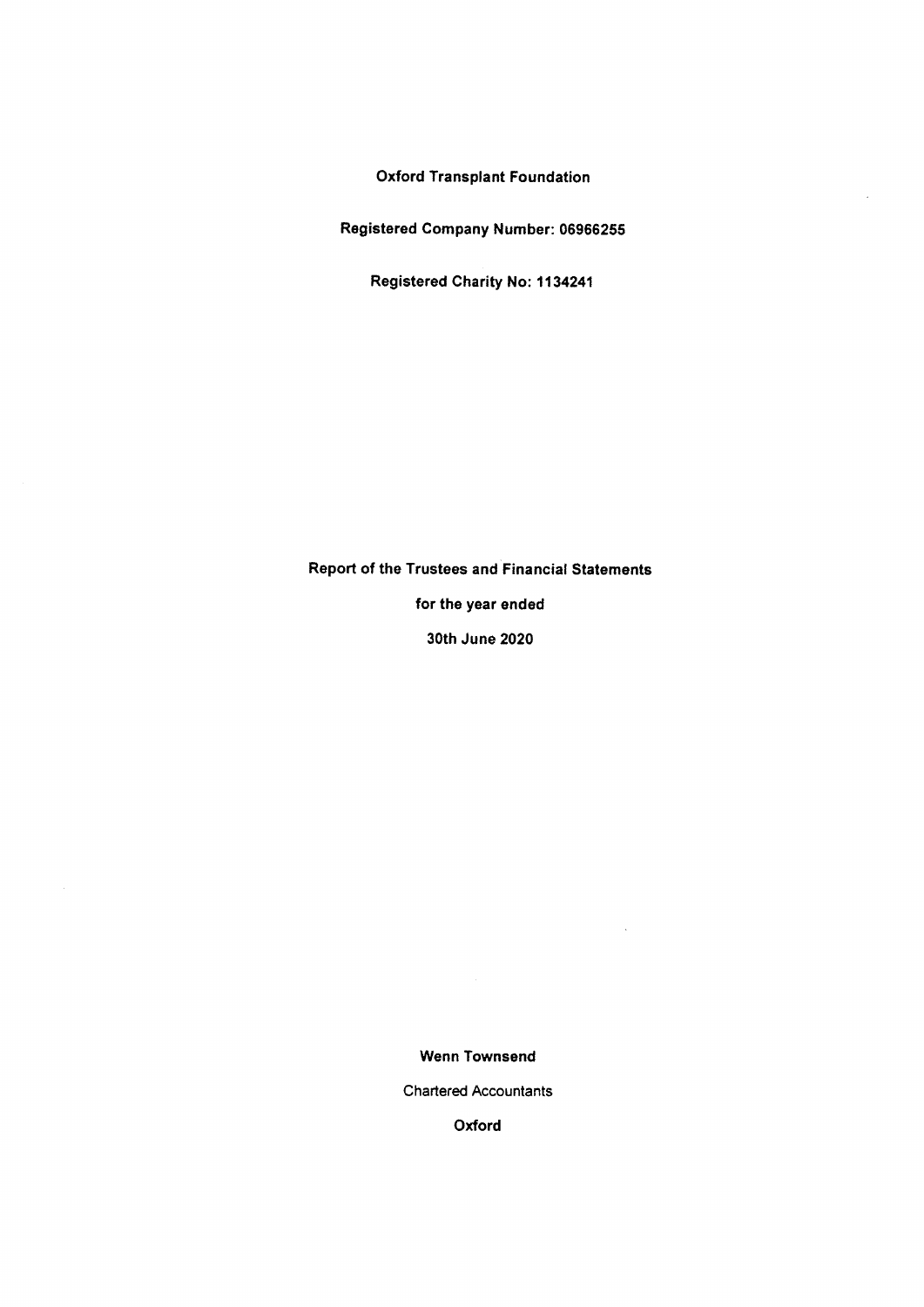# Oxford Transplant Foundation

**Registered Company Number: 06966255**

**Registered Charity No: 1134241**

**Report of the Trustees and Financial Statements**

**for the year ended**

**30th June 2020**

**Wenn Townsend**

Chartered Accountants

**Oxford**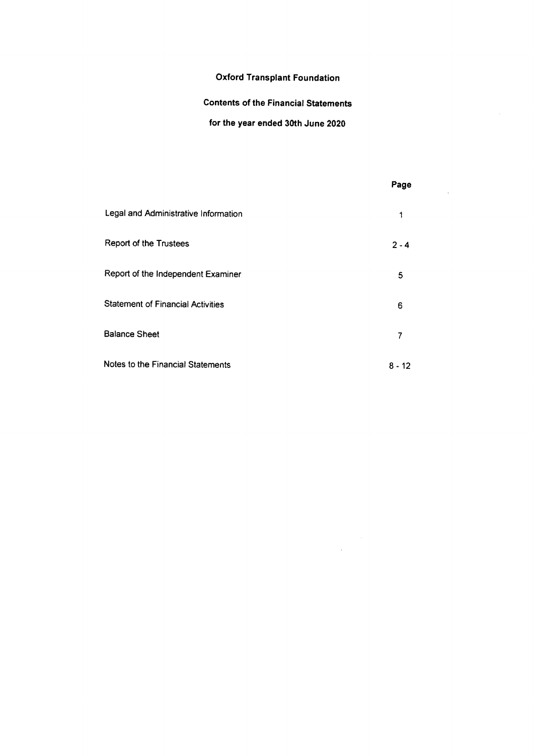# Oxford Transplant Foundation

## Contents of the Financial Statements

### for the year ended 30th June 2020

| | Page |
|---|---|
| Legal and Administrative Information | 1 |
| Report of the Trustees | 2 - 4 |
| Report of the Independent Examiner | 5 |
| Statement of Financial Activities | 6 |
| Balance Sheet | 7 |
| Notes to the Financial Statements | 8 - 12 |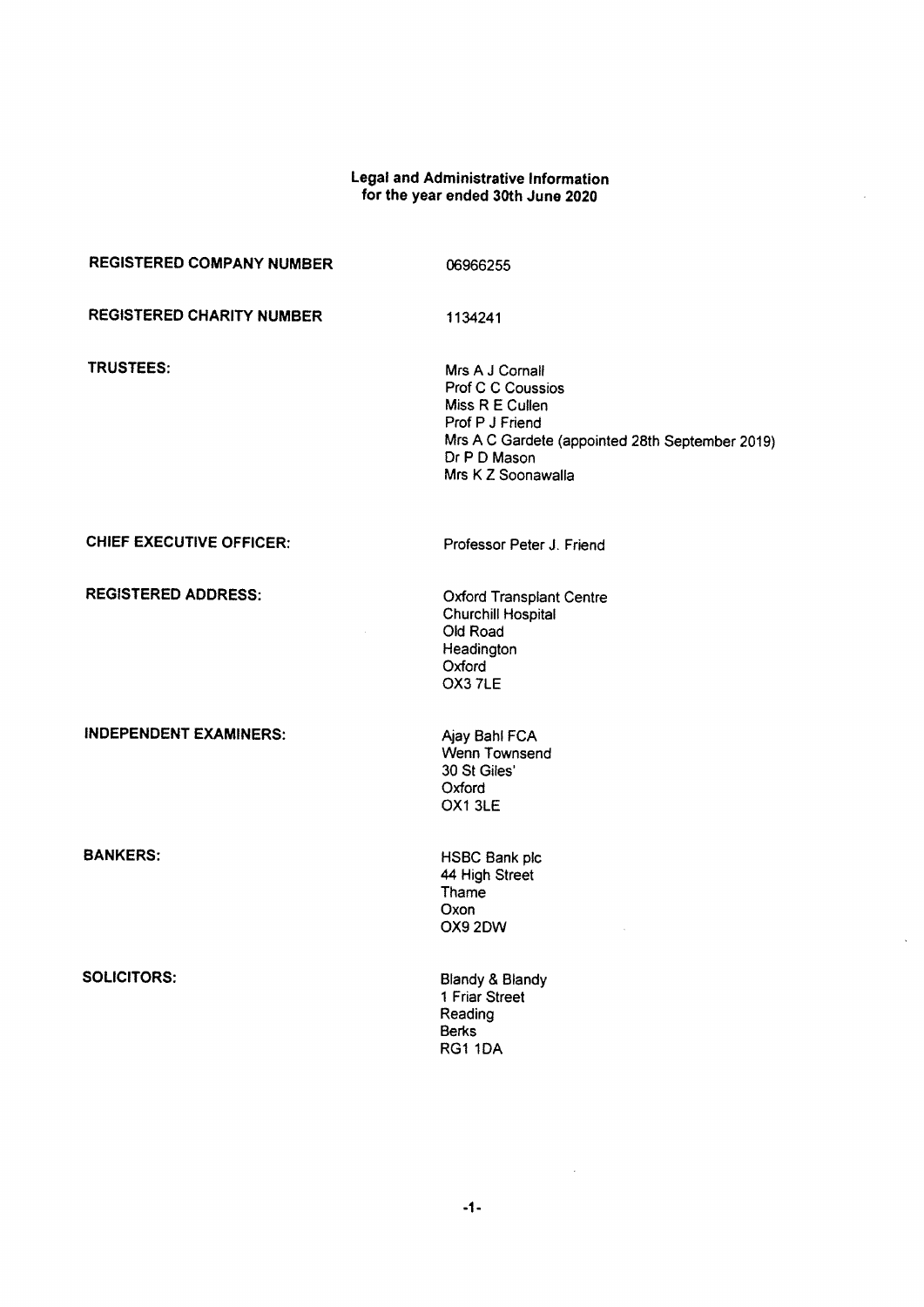# Legal and Administrative Information
## for the year ended 30th June 2020

| | |
|---|---|
| **REGISTERED COMPANY NUMBER** | 06966255 |
| **REGISTERED CHARITY NUMBER** | 1134241 |
| **TRUSTEES:** | Mrs A J Cornall<br>Prof C C Coussios<br>Miss R E Cullen<br>Prof P J Friend<br>Mrs A C Gardete (appointed 28th September 2019)<br>Dr P D Mason<br>Mrs K Z Soonawalla |
| **CHIEF EXECUTIVE OFFICER:** | Professor Peter J. Friend |
| **REGISTERED ADDRESS:** | Oxford Transplant Centre<br>Churchill Hospital<br>Old Road<br>Headington<br>Oxford<br>OX3 7LE |
| **INDEPENDENT EXAMINERS:** | Ajay Bahl FCA<br>Wenn Townsend<br>30 St Giles'<br>Oxford<br>OX1 3LE |
| **BANKERS:** | HSBC Bank plc<br>44 High Street<br>Thame<br>Oxon<br>OX9 2DW |
| **SOLICITORS:** | Blandy & Blandy<br>1 Friar Street<br>Reading<br>Berks<br>RG1 1DA |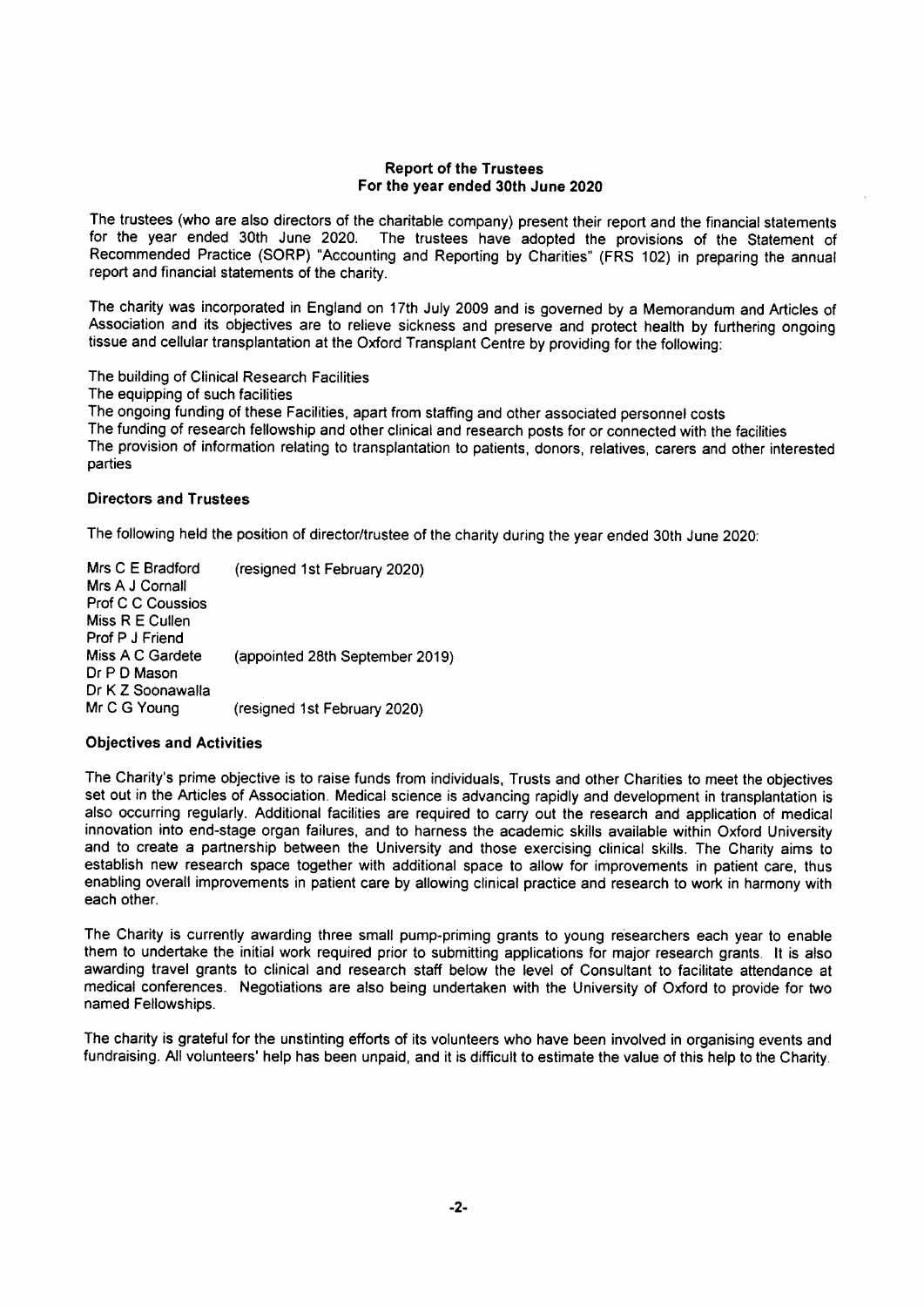## Report of the Trustees
## For the year ended 30th June 2020

The trustees (who are also directors of the charitable company) present their report and the financial statements for the year ended 30th June 2020. The trustees have adopted the provisions of the Statement of Recommended Practice (SORP) "Accounting and Reporting by Charities" (FRS 102) in preparing the annual report and financial statements of the charity.

The charity was incorporated in England on 17th July 2009 and is governed by a Memorandum and Articles of Association and its objectives are to relieve sickness and preserve and protect health by furthering ongoing tissue and cellular transplantation at the Oxford Transplant Centre by providing for the following:

The building of Clinical Research Facilities
The equipping of such facilities
The ongoing funding of these Facilities, apart from staffing and other associated personnel costs
The funding of research fellowship and other clinical and research posts for or connected with the facilities
The provision of information relating to transplantation to patients, donors, relatives, carers and other interested parties

### Directors and Trustees

The following held the position of director/trustee of the charity during the year ended 30th June 2020:

| | |
|---|---|
| Mrs C E Bradford | (resigned 1st February 2020) |
| Mrs A J Cornall | |
| Prof C C Coussios | |
| Miss R E Cullen | |
| Prof P J Friend | |
| Miss A C Gardete | (appointed 28th September 2019) |
| Dr P D Mason | |
| Dr K Z Soonawalla | |
| Mr C G Young | (resigned 1st February 2020) |

### Objectives and Activities

The Charity's prime objective is to raise funds from individuals, Trusts and other Charities to meet the objectives set out in the Articles of Association. Medical science is advancing rapidly and development in transplantation is also occurring regularly. Additional facilities are required to carry out the research and application of medical innovation into end-stage organ failures, and to harness the academic skills available within Oxford University and to create a partnership between the University and those exercising clinical skills. The Charity aims to establish new research space together with additional space to allow for improvements in patient care, thus enabling overall improvements in patient care by allowing clinical practice and research to work in harmony with each other.

The Charity is currently awarding three small pump-priming grants to young researchers each year to enable them to undertake the initial work required prior to submitting applications for major research grants. It is also awarding travel grants to clinical and research staff below the level of Consultant to facilitate attendance at medical conferences. Negotiations are also being undertaken with the University of Oxford to provide for two named Fellowships.

The charity is grateful for the unstinting efforts of its volunteers who have been involved in organising events and fundraising. All volunteers' help has been unpaid, and it is difficult to estimate the value of this help to the Charity.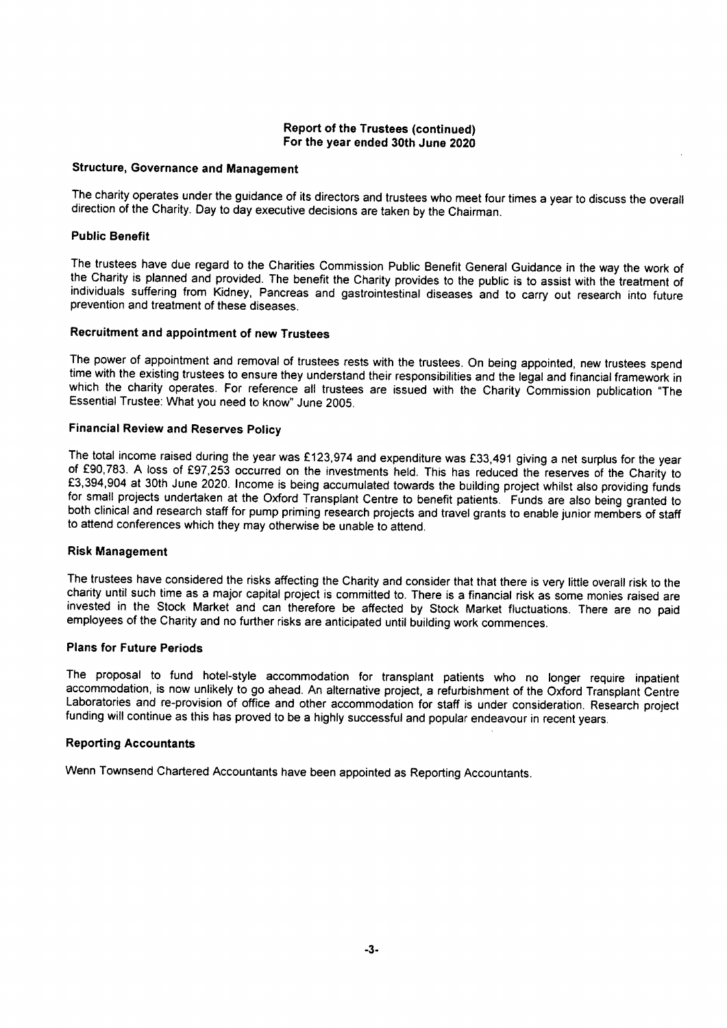## Report of the Trustees (continued)
## For the year ended 30th June 2020

### Structure, Governance and Management

The charity operates under the guidance of its directors and trustees who meet four times a year to discuss the overall direction of the Charity. Day to day executive decisions are taken by the Chairman.

### Public Benefit

The trustees have due regard to the Charities Commission Public Benefit General Guidance in the way the work of the Charity is planned and provided. The benefit the Charity provides to the public is to assist with the treatment of individuals suffering from Kidney, Pancreas and gastrointestinal diseases and to carry out research into future prevention and treatment of these diseases.

### Recruitment and appointment of new Trustees

The power of appointment and removal of trustees rests with the trustees. On being appointed, new trustees spend time with the existing trustees to ensure they understand their responsibilities and the legal and financial framework in which the charity operates. For reference all trustees are issued with the Charity Commission publication "The Essential Trustee: What you need to know" June 2005.

### Financial Review and Reserves Policy

The total income raised during the year was £123,974 and expenditure was £33,491 giving a net surplus for the year of £90,783. A loss of £97,253 occurred on the investments held. This has reduced the reserves of the Charity to £3,394,904 at 30th June 2020. Income is being accumulated towards the building project whilst also providing funds for small projects undertaken at the Oxford Transplant Centre to benefit patients. Funds are also being granted to both clinical and research staff for pump priming research projects and travel grants to enable junior members of staff to attend conferences which they may otherwise be unable to attend.

### Risk Management

The trustees have considered the risks affecting the Charity and consider that that there is very little overall risk to the charity until such time as a major capital project is committed to. There is a financial risk as some monies raised are invested in the Stock Market and can therefore be affected by Stock Market fluctuations. There are no paid employees of the Charity and no further risks are anticipated until building work commences.

### Plans for Future Periods

The proposal to fund hotel-style accommodation for transplant patients who no longer require inpatient accommodation, is now unlikely to go ahead. An alternative project, a refurbishment of the Oxford Transplant Centre Laboratories and re-provision of office and other accommodation for staff is under consideration. Research project funding will continue as this has proved to be a highly successful and popular endeavour in recent years.

### Reporting Accountants

Wenn Townsend Chartered Accountants have been appointed as Reporting Accountants.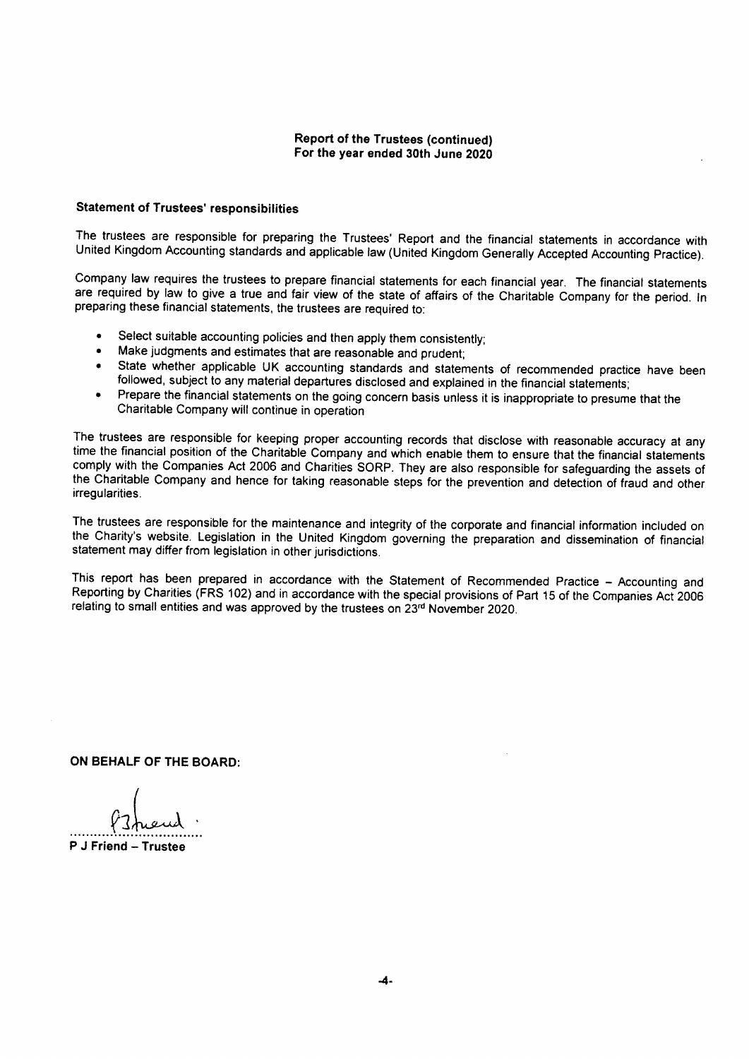**Report of the Trustees (continued)**
**For the year ended 30th June 2020**

**Statement of Trustees' responsibilities**

The trustees are responsible for preparing the Trustees' Report and the financial statements in accordance with United Kingdom Accounting standards and applicable law (United Kingdom Generally Accepted Accounting Practice).

Company law requires the trustees to prepare financial statements for each financial year. The financial statements are required by law to give a true and fair view of the state of affairs of the Charitable Company for the period. In preparing these financial statements, the trustees are required to:

- Select suitable accounting policies and then apply them consistently;
- Make judgments and estimates that are reasonable and prudent;
- State whether applicable UK accounting standards and statements of recommended practice have been followed, subject to any material departures disclosed and explained in the financial statements;
- Prepare the financial statements on the going concern basis unless it is inappropriate to presume that the Charitable Company will continue in operation

The trustees are responsible for keeping proper accounting records that disclose with reasonable accuracy at any time the financial position of the Charitable Company and which enable them to ensure that the financial statements comply with the Companies Act 2006 and Charities SORP. They are also responsible for safeguarding the assets of the Charitable Company and hence for taking reasonable steps for the prevention and detection of fraud and other irregularities.

The trustees are responsible for the maintenance and integrity of the corporate and financial information included on the Charity's website. Legislation in the United Kingdom governing the preparation and dissemination of financial statement may differ from legislation in other jurisdictions.

This report has been prepared in accordance with the Statement of Recommended Practice – Accounting and Reporting by Charities (FRS 102) and in accordance with the special provisions of Part 15 of the Companies Act 2006 relating to small entities and was approved by the trustees on 23rd November 2020.

**ON BEHALF OF THE BOARD:**

..................................
**P J Friend – Trustee**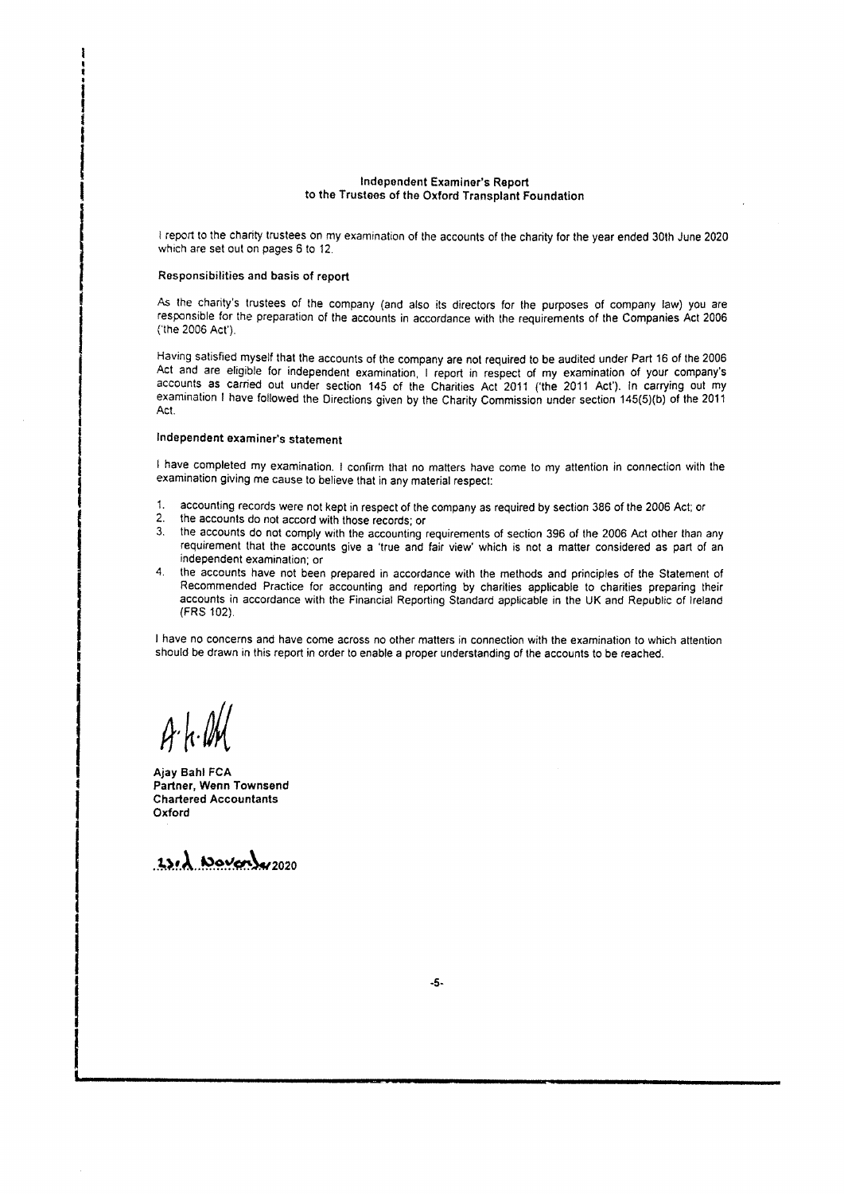# Independent Examiner's Report
## to the Trustees of the Oxford Transplant Foundation

I report to the charity trustees on my examination of the accounts of the charity for the year ended 30th June 2020 which are set out on pages 6 to 12.

### Responsibilities and basis of report

As the charity's trustees of the company (and also its directors for the purposes of company law) you are responsible for the preparation of the accounts in accordance with the requirements of the Companies Act 2006 ('the 2006 Act').

Having satisfied myself that the accounts of the company are not required to be audited under Part 16 of the 2006 Act and are eligible for independent examination, I report in respect of my examination of your company's accounts as carried out under section 145 of the Charities Act 2011 ('the 2011 Act'). In carrying out my examination I have followed the Directions given by the Charity Commission under section 145(5)(b) of the 2011 Act.

### Independent examiner's statement

I have completed my examination. I confirm that no matters have come to my attention in connection with the examination giving me cause to believe that in any material respect:

1. accounting records were not kept in respect of the company as required by section 386 of the 2006 Act; or
2. the accounts do not accord with those records; or
3. the accounts do not comply with the accounting requirements of section 396 of the 2006 Act other than any requirement that the accounts give a 'true and fair view' which is not a matter considered as part of an independent examination; or
4. the accounts have not been prepared in accordance with the methods and principles of the Statement of Recommended Practice for accounting and reporting by charities applicable to charities preparing their accounts in accordance with the Financial Reporting Standard applicable in the UK and Republic of Ireland (FRS 102).

I have no concerns and have come across no other matters in connection with the examination to which attention should be drawn in this report in order to enable a proper understanding of the accounts to be reached.

**Ajay Bahl FCA**
**Partner, Wenn Townsend**
**Chartered Accountants**
**Oxford**

23rd November 2020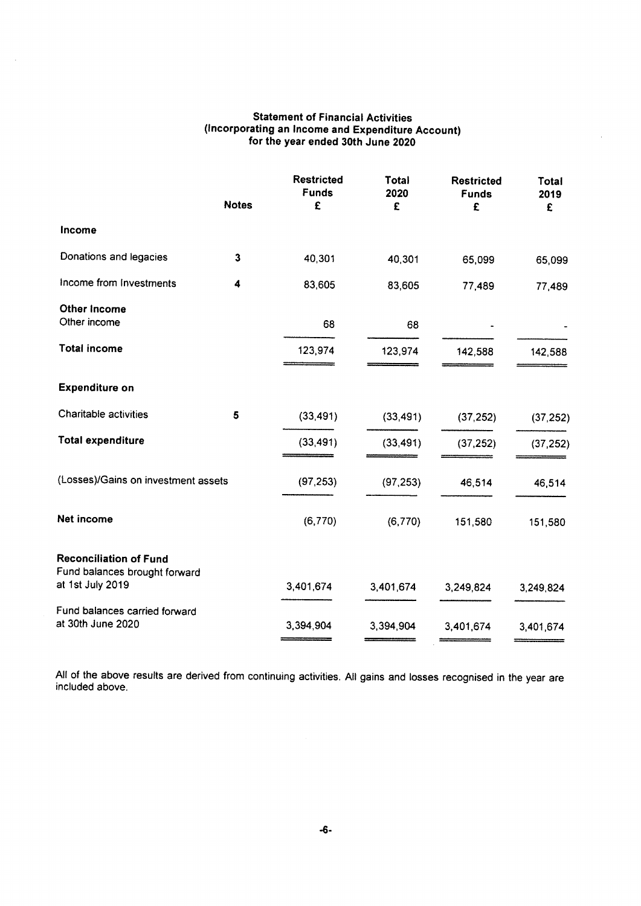## Statement of Financial Activities
## (Incorporating an Income and Expenditure Account)
## for the year ended 30th June 2020

| | Notes | Restricted Funds £ | Total 2020 £ | Restricted Funds £ | Total 2019 £ |
|---|---|---|---|---|---|
| **Income** | | | | | |
| Donations and legacies | 3 | 40,301 | 40,301 | 65,099 | 65,099 |
| Income from Investments | 4 | 83,605 | 83,605 | 77,489 | 77,489 |
| **Other Income** | | | | | |
| Other income | | 68 | 68 | - | - |
| **Total income** | | 123,974 | 123,974 | 142,588 | 142,588 |
| **Expenditure on** | | | | | |
| Charitable activities | 5 | (33,491) | (33,491) | (37,252) | (37,252) |
| **Total expenditure** | | (33,491) | (33,491) | (37,252) | (37,252) |
| (Losses)/Gains on investment assets | | (97,253) | (97,253) | 46,514 | 46,514 |
| **Net income** | | (6,770) | (6,770) | 151,580 | 151,580 |
| **Reconciliation of Fund** | | | | | |
| Fund balances brought forward at 1st July 2019 | | 3,401,674 | 3,401,674 | 3,249,824 | 3,249,824 |
| Fund balances carried forward at 30th June 2020 | | 3,394,904 | 3,394,904 | 3,401,674 | 3,401,674 |

All of the above results are derived from continuing activities. All gains and losses recognised in the year are included above.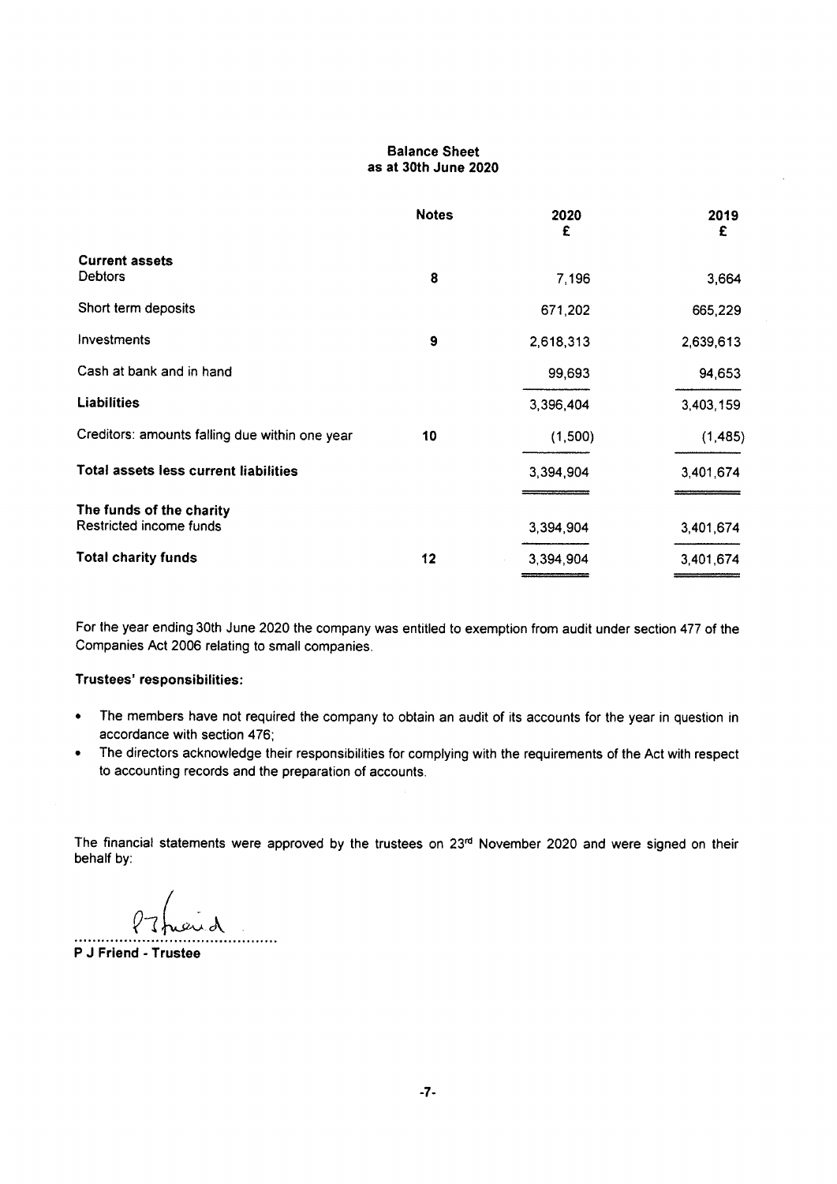# Balance Sheet
## as at 30th June 2020

| | Notes | 2020<br>£ | 2019<br>£ |
|---|---|---|---|
| **Current assets** | | | |
| Debtors | 8 | 7,196 | 3,664 |
| Short term deposits | | 671,202 | 665,229 |
| Investments | 9 | 2,618,313 | 2,639,613 |
| Cash at bank and in hand | | 99,693 | 94,653 |
| **Liabilities** | | 3,396,404 | 3,403,159 |
| Creditors: amounts falling due within one year | 10 | (1,500) | (1,485) |
| **Total assets less current liabilities** | | 3,394,904 | 3,401,674 |
| **The funds of the charity** | | | |
| Restricted income funds | | 3,394,904 | 3,401,674 |
| **Total charity funds** | 12 | 3,394,904 | 3,401,674 |

For the year ending 30th June 2020 the company was entitled to exemption from audit under section 477 of the Companies Act 2006 relating to small companies.

**Trustees' responsibilities:**

- The members have not required the company to obtain an audit of its accounts for the year in question in accordance with section 476;
- The directors acknowledge their responsibilities for complying with the requirements of the Act with respect to accounting records and the preparation of accounts.

The financial statements were approved by the trustees on 23rd November 2020 and were signed on their behalf by:

P J Friend

.............................................

**P J Friend - Trustee**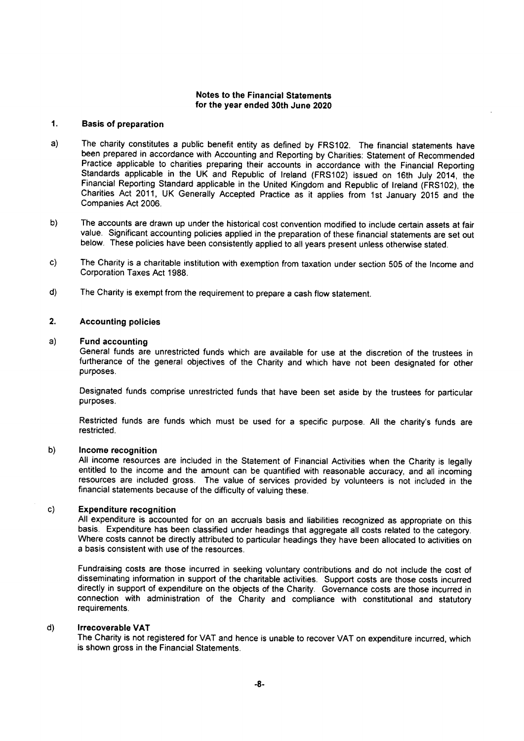## Notes to the Financial Statements for the year ended 30th June 2020

### 1. Basis of preparation

a) The charity constitutes a public benefit entity as defined by FRS102. The financial statements have been prepared in accordance with Accounting and Reporting by Charities: Statement of Recommended Practice applicable to charities preparing their accounts in accordance with the Financial Reporting Standards applicable in the UK and Republic of Ireland (FRS102) issued on 16th July 2014, the Financial Reporting Standard applicable in the United Kingdom and Republic of Ireland (FRS102), the Charities Act 2011, UK Generally Accepted Practice as it applies from 1st January 2015 and the Companies Act 2006.

b) The accounts are drawn up under the historical cost convention modified to include certain assets at fair value. Significant accounting policies applied in the preparation of these financial statements are set out below. These policies have been consistently applied to all years present unless otherwise stated.

c) The Charity is a charitable institution with exemption from taxation under section 505 of the Income and Corporation Taxes Act 1988.

d) The Charity is exempt from the requirement to prepare a cash flow statement.

### 2. Accounting policies

a) **Fund accounting**

General funds are unrestricted funds which are available for use at the discretion of the trustees in furtherance of the general objectives of the Charity and which have not been designated for other purposes.

Designated funds comprise unrestricted funds that have been set aside by the trustees for particular purposes.

Restricted funds are funds which must be used for a specific purpose. All the charity's funds are restricted.

b) **Income recognition**

All income resources are included in the Statement of Financial Activities when the Charity is legally entitled to the income and the amount can be quantified with reasonable accuracy, and all incoming resources are included gross. The value of services provided by volunteers is not included in the financial statements because of the difficulty of valuing these.

c) **Expenditure recognition**

All expenditure is accounted for on an accruals basis and liabilities recognized as appropriate on this basis. Expenditure has been classified under headings that aggregate all costs related to the category. Where costs cannot be directly attributed to particular headings they have been allocated to activities on a basis consistent with use of the resources.

Fundraising costs are those incurred in seeking voluntary contributions and do not include the cost of disseminating information in support of the charitable activities. Support costs are those costs incurred directly in support of expenditure on the objects of the Charity. Governance costs are those incurred in connection with administration of the Charity and compliance with constitutional and statutory requirements.

d) **Irrecoverable VAT**

The Charity is not registered for VAT and hence is unable to recover VAT on expenditure incurred, which is shown gross in the Financial Statements.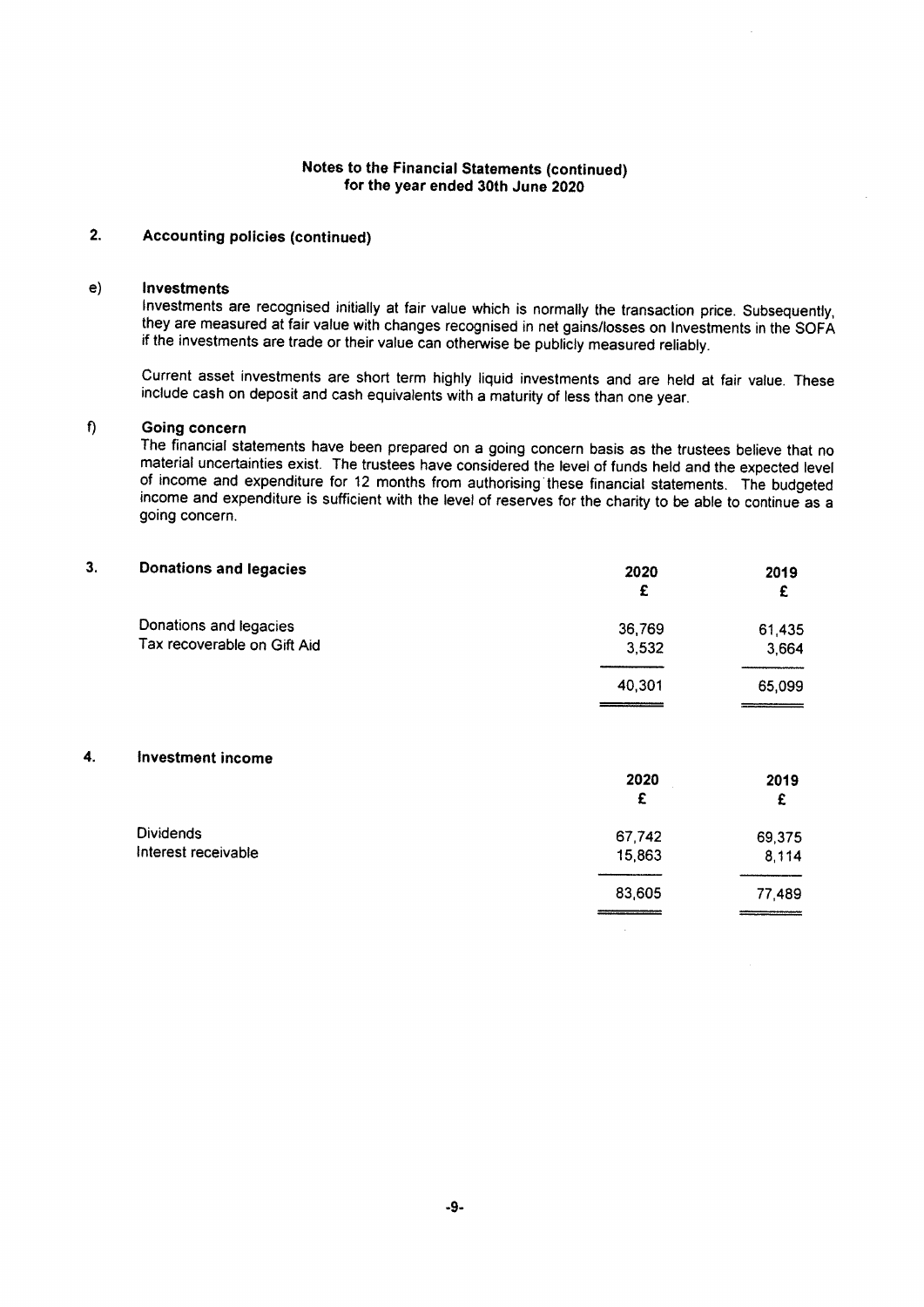## Notes to the Financial Statements (continued)
## for the year ended 30th June 2020

### 2. Accounting policies (continued)

**e) Investments**

Investments are recognised initially at fair value which is normally the transaction price. Subsequently, they are measured at fair value with changes recognised in net gains/losses on Investments in the SOFA if the investments are trade or their value can otherwise be publicly measured reliably.

Current asset investments are short term highly liquid investments and are held at fair value. These include cash on deposit and cash equivalents with a maturity of less than one year.

**f) Going concern**

The financial statements have been prepared on a going concern basis as the trustees believe that no material uncertainties exist. The trustees have considered the level of funds held and the expected level of income and expenditure for 12 months from authorising these financial statements. The budgeted income and expenditure is sufficient with the level of reserves for the charity to be able to continue as a going concern.

### 3. Donations and legacies

| | 2020 £ | 2019 £ |
|---|---|---|
| Donations and legacies | 36,769 | 61,435 |
| Tax recoverable on Gift Aid | 3,532 | 3,664 |
| | 40,301 | 65,099 |

### 4. Investment income

| | 2020 £ | 2019 £ |
|---|---|---|
| Dividends | 67,742 | 69,375 |
| Interest receivable | 15,863 | 8,114 |
| | 83,605 | 77,489 |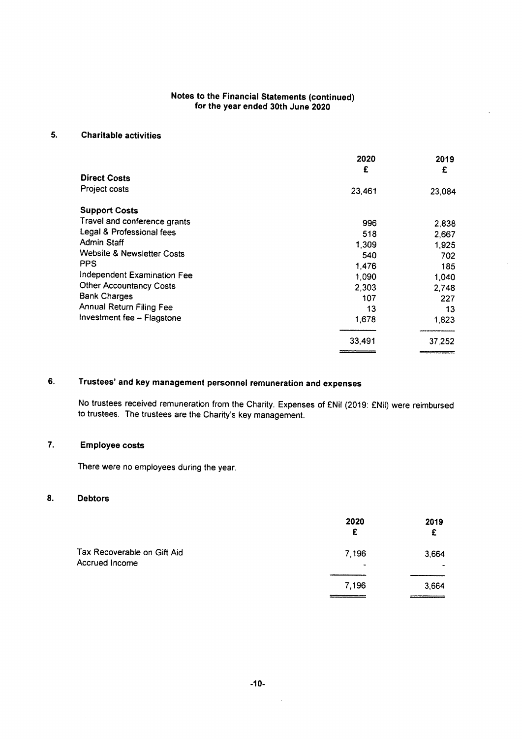## Notes to the Financial Statements (continued)
## for the year ended 30th June 2020

### 5. Charitable activities

| | 2020 | 2019 |
|---|---|---|
| | £ | £ |
| **Direct Costs** | | |
| Project costs | 23,461 | 23,084 |
| **Support Costs** | | |
| Travel and conference grants | 996 | 2,838 |
| Legal & Professional fees | 518 | 2,667 |
| Admin Staff | 1,309 | 1,925 |
| Website & Newsletter Costs | 540 | 702 |
| PPS | 1,476 | 185 |
| Independent Examination Fee | 1,090 | 1,040 |
| Other Accountancy Costs | 2,303 | 2,748 |
| Bank Charges | 107 | 227 |
| Annual Return Filing Fee | 13 | 13 |
| Investment fee – Flagstone | 1,678 | 1,823 |
| | 33,491 | 37,252 |

### 6. Trustees' and key management personnel remuneration and expenses

No trustees received remuneration from the Charity. Expenses of £Nil (2019: £Nil) were reimbursed to trustees. The trustees are the Charity's key management.

### 7. Employee costs

There were no employees during the year.

### 8. Debtors

| | 2020 | 2019 |
|---|---|---|
| | £ | £ |
| Tax Recoverable on Gift Aid | 7,196 | 3,664 |
| Accrued Income | - | - |
| | 7,196 | 3,664 |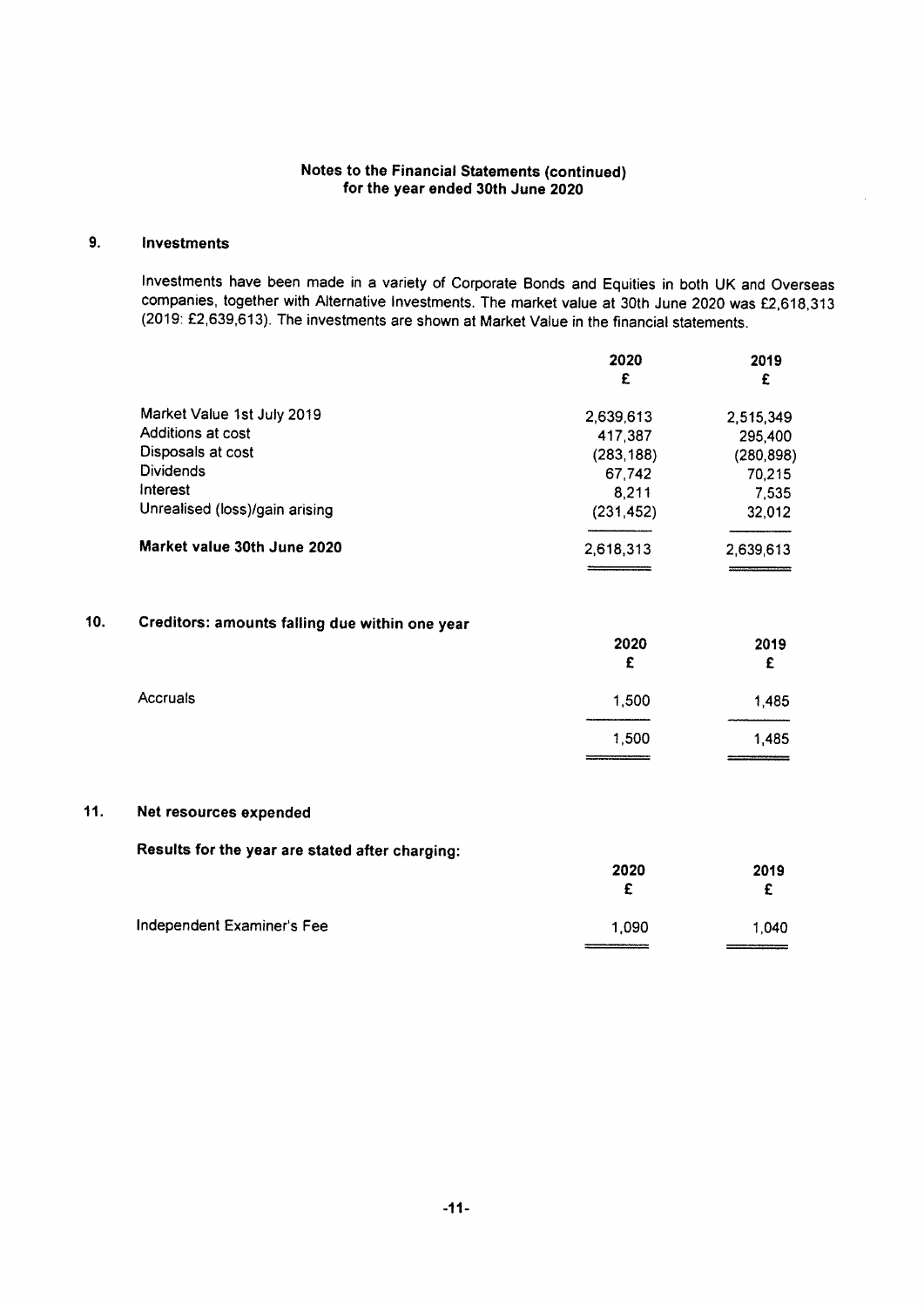**Notes to the Financial Statements (continued)**
**for the year ended 30th June 2020**

## 9. Investments

Investments have been made in a variety of Corporate Bonds and Equities in both UK and Overseas companies, together with Alternative Investments. The market value at 30th June 2020 was £2,618,313 (2019: £2,639,613). The investments are shown at Market Value in the financial statements.

| | 2020<br>£ | 2019<br>£ |
|---|---|---|
| Market Value 1st July 2019 | 2,639,613 | 2,515,349 |
| Additions at cost | 417,387 | 295,400 |
| Disposals at cost | (283,188) | (280,898) |
| Dividends | 67,742 | 70,215 |
| Interest | 8,211 | 7,535 |
| Unrealised (loss)/gain arising | (231,452) | 32,012 |
| **Market value 30th June 2020** | 2,618,313 | 2,639,613 |

## 10. Creditors: amounts falling due within one year

| | 2020<br>£ | 2019<br>£ |
|---|---|---|
| Accruals | 1,500 | 1,485 |
| | 1,500 | 1,485 |

## 11. Net resources expended

**Results for the year are stated after charging:**

| | 2020<br>£ | 2019<br>£ |
|---|---|---|
| Independent Examiner's Fee | 1,090 | 1,040 |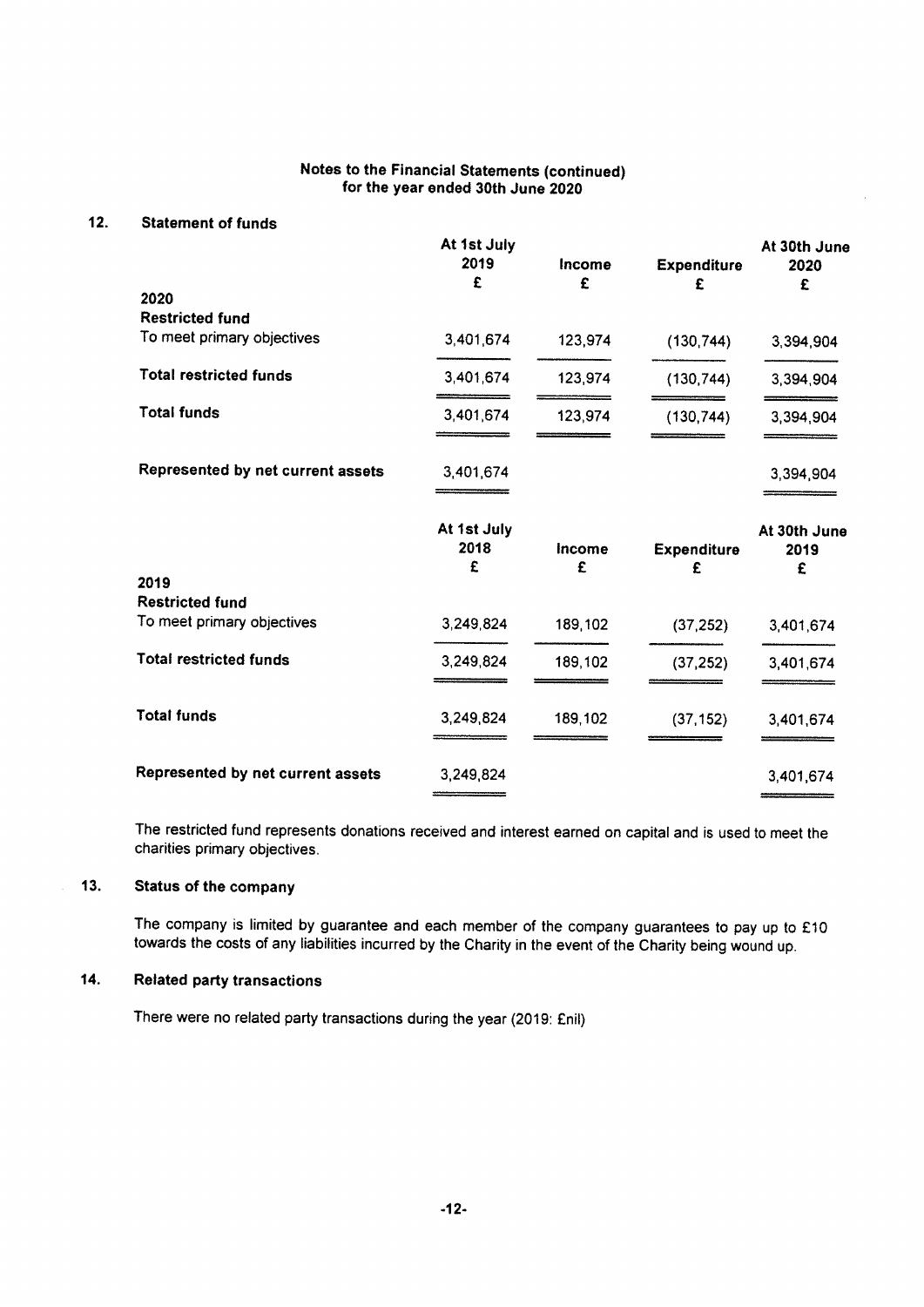**Notes to the Financial Statements (continued)**
**for the year ended 30th June 2020**

## 12. Statement of funds

| | At 1st July 2019 £ | Income £ | Expenditure £ | At 30th June 2020 £ |
|---|---|---|---|---|
| **2020** | | | | |
| **Restricted fund** | | | | |
| To meet primary objectives | 3,401,674 | 123,974 | (130,744) | 3,394,904 |
| **Total restricted funds** | 3,401,674 | 123,974 | (130,744) | 3,394,904 |
| **Total funds** | 3,401,674 | 123,974 | (130,744) | 3,394,904 |
| **Represented by net current assets** | 3,401,674 | | | 3,394,904 |

| | At 1st July 2018 £ | Income £ | Expenditure £ | At 30th June 2019 £ |
|---|---|---|---|---|
| **2019** | | | | |
| **Restricted fund** | | | | |
| To meet primary objectives | 3,249,824 | 189,102 | (37,252) | 3,401,674 |
| **Total restricted funds** | 3,249,824 | 189,102 | (37,252) | 3,401,674 |
| **Total funds** | 3,249,824 | 189,102 | (37,152) | 3,401,674 |
| **Represented by net current assets** | 3,249,824 | | | 3,401,674 |

The restricted fund represents donations received and interest earned on capital and is used to meet the charities primary objectives.

## 13. Status of the company

The company is limited by guarantee and each member of the company guarantees to pay up to £10 towards the costs of any liabilities incurred by the Charity in the event of the Charity being wound up.

## 14. Related party transactions

There were no related party transactions during the year (2019: £nil)